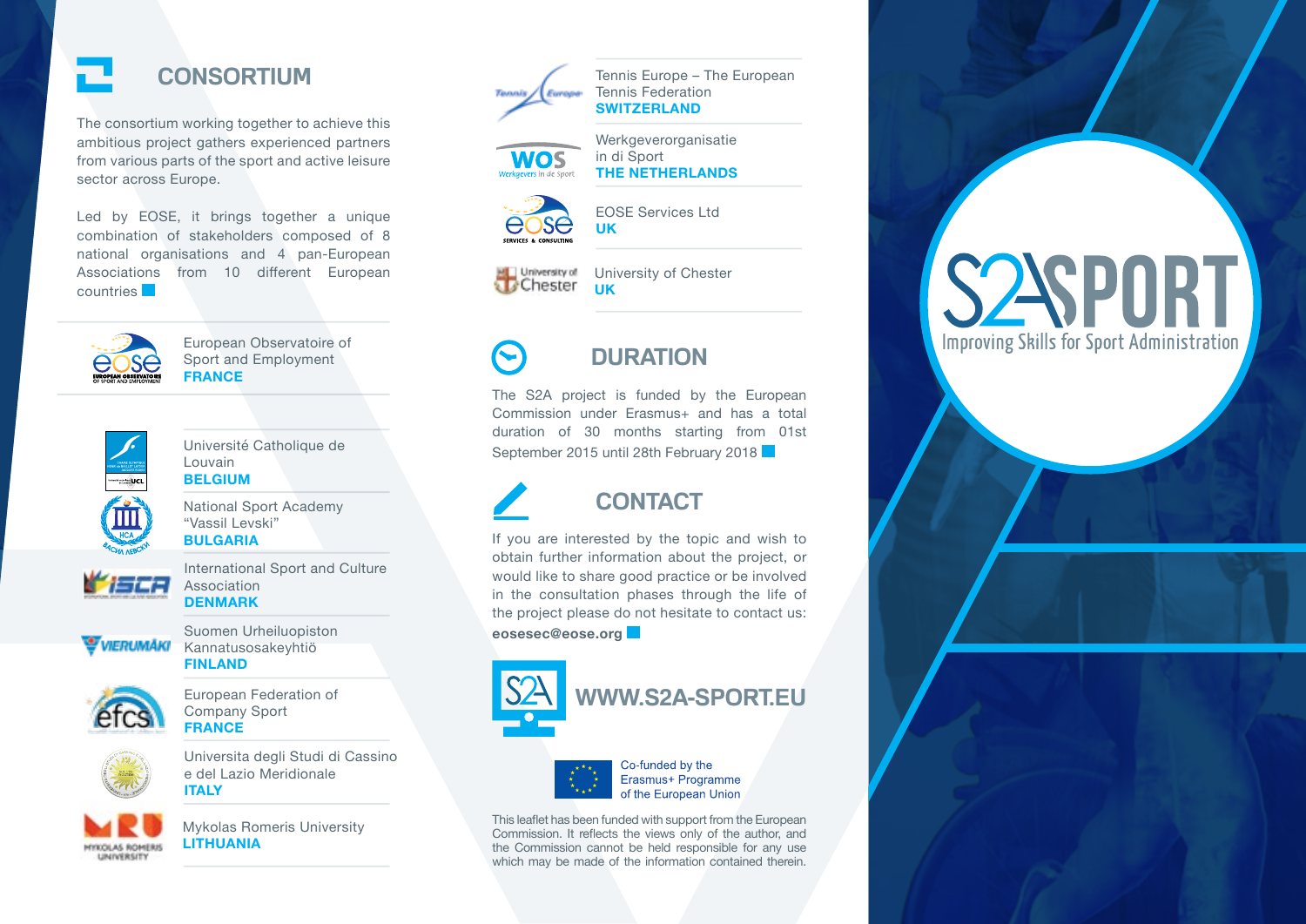## CONSORTIUM

The consortium working together to achieve this ambitious project gathers experienced partners from various parts of the sport and active leisure sector across Europe.

Led by EOSE, it brings together a unique combination of stakeholders composed of 8 national organisations and 4 pan-European Associations from 10 different European countries

European Observatoire of Sport and Employment
**FRANCE**

Université Catholique de Louvain
**BELGIUM**

National Sport Academy "Vassil Levski"
**BULGARIA**

International Sport and Culture Association
**DENMARK**

Suomen Urheiluopiston Kannatusosakeyhtiö
**FINLAND**

European Federation of Company Sport
**FRANCE**

Universita degli Studi di Cassino e del Lazio Meridionale
**ITALY**

Mykolas Romeris University
**LITHUANIA**

Tennis Europe – The European Tennis Federation
**SWITZERLAND**

Werkgeverorganisatie in di Sport
**THE NETHERLANDS**

EOSE Services Ltd
**UK**

University of Chester
**UK**

## DURATION

The S2A project is funded by the European Commission under Erasmus+ and has a total duration of 30 months starting from 01st September 2015 until 28th February 2018

## CONTACT

If you are interested by the topic and wish to obtain further information about the project, or would like to share good practice or be involved in the consultation phases through the life of the project please do not hesitate to contact us:
**eosesec@eose.org**

## WWW.S2A-SPORT.EU

Co-funded by the Erasmus+ Programme of the European Union

This leaflet has been funded with support from the European Commission. It reflects the views only of the author, and the Commission cannot be held responsible for any use which may be made of the information contained therein.

# S2A SPORT

Improving Skills for Sport Administration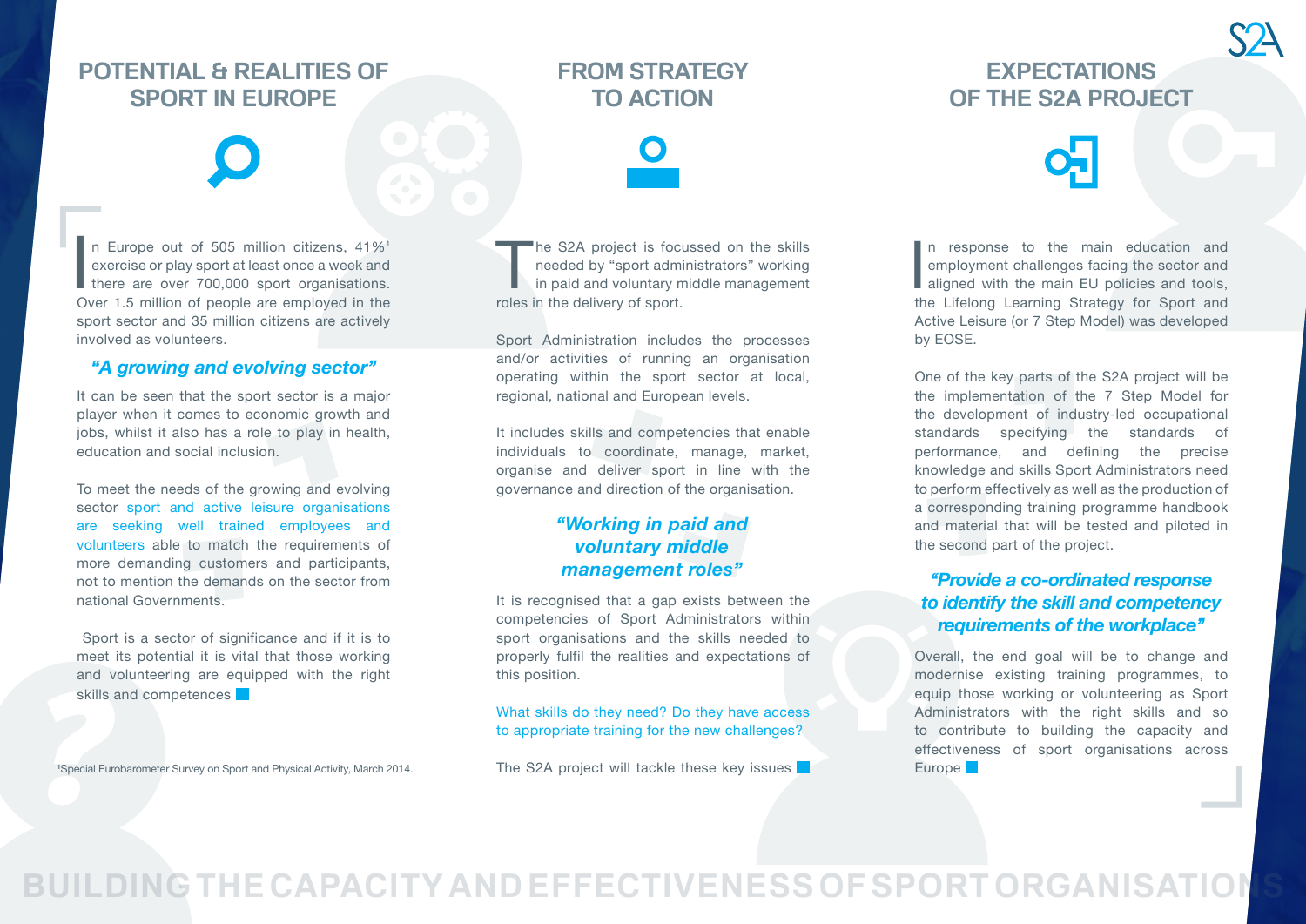## POTENTIAL & REALITIES OF SPORT IN EUROPE

In Europe out of 505 million citizens, 41%[1] exercise or play sport at least once a week and there are over 700,000 sport organisations. Over 1.5 million of people are employed in the sport sector and 35 million citizens are actively involved as volunteers.

### *"A growing and evolving sector"*

It can be seen that the sport sector is a major player when it comes to economic growth and jobs, whilst it also has a role to play in health, education and social inclusion.

To meet the needs of the growing and evolving sector sport and active leisure organisations are seeking well trained employees and volunteers able to match the requirements of more demanding customers and participants, not to mention the demands on the sector from national Governments.

Sport is a sector of significance and if it is to meet its potential it is vital that those working and volunteering are equipped with the right skills and competences

[1]Special Eurobarometer Survey on Sport and Physical Activity, March 2014.

## FROM STRATEGY TO ACTION

The S2A project is focussed on the skills needed by "sport administrators" working in paid and voluntary middle management roles in the delivery of sport.

Sport Administration includes the processes and/or activities of running an organisation operating within the sport sector at local, regional, national and European levels.

It includes skills and competencies that enable individuals to coordinate, manage, market, organise and deliver sport in line with the governance and direction of the organisation.

### *"Working in paid and voluntary middle management roles"*

It is recognised that a gap exists between the competencies of Sport Administrators within sport organisations and the skills needed to properly fulfil the realities and expectations of this position.

What skills do they need? Do they have access to appropriate training for the new challenges?

The S2A project will tackle these key issues

## EXPECTATIONS OF THE S2A PROJECT

In response to the main education and employment challenges facing the sector and aligned with the main EU policies and tools, the Lifelong Learning Strategy for Sport and Active Leisure (or 7 Step Model) was developed by EOSE.

One of the key parts of the S2A project will be the implementation of the 7 Step Model for the development of industry-led occupational standards specifying the standards of performance, and defining the precise knowledge and skills Sport Administrators need to perform effectively as well as the production of a corresponding training programme handbook and material that will be tested and piloted in the second part of the project.

### *"Provide a co-ordinated response to identify the skill and competency requirements of the workplace"*

Overall, the end goal will be to change and modernise existing training programmes, to equip those working or volunteering as Sport Administrators with the right skills and so to contribute to building the capacity and effectiveness of sport organisations across Europe

**BUILDING THE CAPACITY AND EFFECTIVENESS OF SPORT ORGANISATIONS**